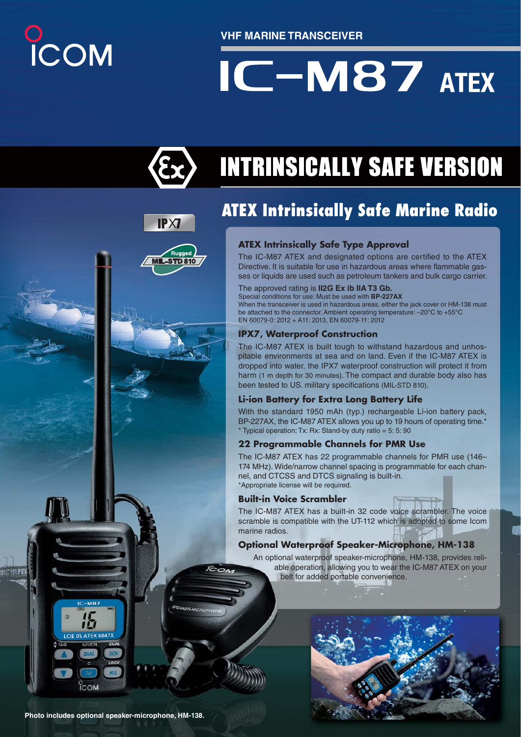VHF MARINE TRANSCEIVER

# IC-M87 ATEX

## INTRINSICALLY SAFE VERSION

## ATEX Intrinsically Safe Marine Radio

IPX7

Rugged MIL-STD 810

### ATEX Intrinsically Safe Type Approval

The IC-M87 ATEX and designated options are certified to the ATEX Directive. It is suitable for use in hazardous areas where flammable gasses or liquids are used such as petroleum tankers and bulk cargo carrier.

The approved rating is **II2G Ex ib IIA T3 Gb.**
Special conditions for use: Must be used with **BP-227AX**
When the transceiver is used in hazardous areas, either the jack cover or HM-138 must be attached to the connector. Ambient operating temperature: –20°C to +55°C
EN 60079-0: 2012 + A11: 2013, EN 60079-11: 2012

### IPX7, Waterproof Construction

The IC-M87 ATEX is built tough to withstand hazardous and unhospitable environments at sea and on land. Even if the IC-M87 ATEX is dropped into water, the IPX7 waterproof construction will protect it from harm (1 m depth for 30 minutes). The compact and durable body also has been tested to US. military specifications (MIL-STD 810).

### Li-ion Battery for Extra Long Battery Life

With the standard 1950 mAh (typ.) rechargeable Li-ion battery pack, BP-227AX, the IC-M87 ATEX allows you up to 19 hours of operating time.*
* Typical operation; Tx: Rx: Stand-by duty ratio = 5: 5: 90

### 22 Programmable Channels for PMR Use

The IC-M87 ATEX has 22 programmable channels for PMR use (146–174 MHz). Wide/narrow channel spacing is programmable for each channel, and CTCSS and DTCS signaling is built-in.
*Appropriate license will be required.

### Built-in Voice Scrambler

The IC-M87 ATEX has a built-in 32 code voice scrambler. The voice scramble is compatible with the UT-112 which is adopted to some Icom marine radios.

### Optional Waterproof Speaker-Microphone, HM-138

An optional waterproof speaker-microphone, HM-138, provides reliable operation, allowing you to wear the IC-M87 ATEX on your belt for added portable convenience.

**Photo includes optional speaker-microphone, HM-138.**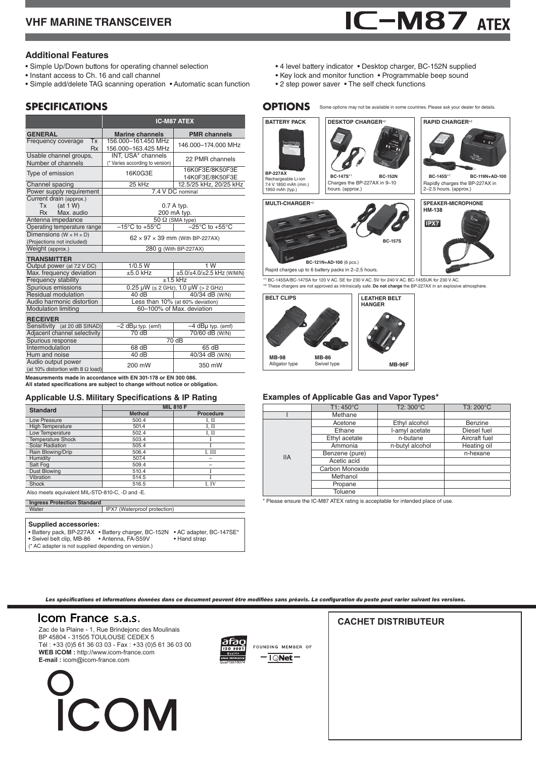## VHF MARINE TRANSCEIVER

# IC-M87 ATEX

### Additional Features

- Simple Up/Down buttons for operating channel selection
- Instant access to Ch. 16 and call channel
- Simple add/delete TAG scanning operation • Automatic scan function
- 4 level battery indicator • Desktop charger, BC-152N supplied
- Key lock and monitor function • Programmable beep sound
- 2 step power saver • The self check functions

## SPECIFICATIONS

| | IC-M87 ATEX | |
|---|---|---|
| **GENERAL** | **Marine channels** | **PMR channels** |
| Frequency coverage Tx | 156.000–161.450 MHz | 146.000–174.000 MHz |
| Frequency coverage Rx | 156.000–163.425 MHz | |
| Usable channel groups, Number of channels | INT, USA* channels (* Varies according to version) | 22 PMR channels |
| Type of emission | 16K0G3E | 16K0F3E/8K50F3E 14K0F3E/8K50F3E |
| Channel spacing | 25 kHz | 12.5/25 kHz, 20/25 kHz |
| Power supply requirement | 7.4 V DC nominal | |
| Current drain (approx.) Tx (at 1 W) | 0.7 A typ. | |
| Rx Max. audio | 200 mA typ. | |
| Antenna impedance | 50 Ω (SMA type) | |
| Operating temperature range | –15°C to +55°C | –25°C to +55°C |
| Dimensions (W × H × D) (Projections not included) | 62 × 97 × 39 mm (With BP-227AX) | |
| Weight (approx.) | 280 g (With BP-227AX) | |
| **TRANSMITTER** | | |
| Output power (at 7.2 V DC) | 1/0.5 W | 1 W |
| Max. frequency deviation | ±5.0 kHz | ±5.0/±4.0/±2.5 kHz (W/M/N) |
| Frequency stability | ±1.5 kHz | |
| Spurious emissions | 0.25 μW (≤ 2 GHz), 1.0 μW (> 2 GHz) | |
| Residual modulation | 40 dB | 40/34 dB (W/N) |
| Audio harmonic distortion | Less than 10% (at 60% deviation) | |
| Modulation limiting | 60–100% of Max. deviation | |
| **RECEIVER** | | |
| Sensitivity (at 20 dB SINAD) | –2 dBμ typ. (emf) | –4 dBμ typ. (emf) |
| Adjacent channel selectivity | 70 dB | 70/60 dB (W/N) |
| Spurious response | 70 dB | |
| Intermodulation | 68 dB | 65 dB |
| Hum and noise | 40 dB | 40/34 dB (W/N) |
| Audio output power (at 10% distortion with 8 Ω load) | 200 mW | 350 mW |

**Measurements made in accordance with EN 301-178 or EN 300 086.**
**All stated specifications are subject to change without notice or obligation.**

### Applicable U.S. Military Specifications & IP Rating

| Standard | MIL 810 F | |
|---|---|---|
| | **Method** | **Procedure** |
| Low Pressure | 500.4 | I, II |
| High Temperature | 501.4 | I, II |
| Low Temperature | 502.4 | I, II |
| Temperature Shock | 503.4 | I |
| Solar Radiation | 505.4 | I |
| Rain Blowing/Drip | 506.4 | I, III |
| Humidity | 507.4 | – |
| Salt Fog | 509.4 | – |
| Dust Blowing | 510.4 | I |
| Vibration | 514.5 | I |
| Shock | 516.5 | I, IV |

Also meets equivalent MIL-STD-810-C, -D and -E.

| Ingress Protection Standard | |
|---|---|
| Water | IPX7 (Waterproof protection) |

**Supplied accessories:**

- Battery pack, BP-227AX • Battery charger, BC-152N • AC adapter, BC-147SE*
- Swivel belt clip, MB-86 • Antenna, FA-S59V • Hand strap

(* AC adapter is not supplied depending on version.)

## OPTIONS

Some options may not be available in some countries. Please ask your dealer for details.

**BATTERY PACK**
**BP-227AX**
Rechargeable Li-ion
7.4 V 1850 mAh (min.)
1950 mAh (typ.)

**DESKTOP CHARGER**[*2]
**BC-147S**[*1] **BC-152N**
Charges the BP-227AX in 9–10 hours. (approx.)

**RAPID CHARGER**[*2]
**BC-145S**[*1] **BC-119N+AD-100**
Rapidly charges the BP-227AX in 2–2.5 hours. (approx.)

**MULTI-CHARGER**[*2]
**BC-157S**
**BC-121N+AD-100** (6 pcs.)
Rapid charges up to 6 battery packs in 2–2.5 hours.

**SPEAKER-MICROPHONE**
**HM-138**
IPX7

[*1] BC-145SA/BC-147SA for 120 V AC. SE for 230 V AC. SV for 240 V AC. BC-145SUK for 230 V AC.
[*2] These chargers are not approved as intrinsically safe. **Do not charge** the BP-227AX in an explosive atmosphere.

**BELT CLIPS**
**MB-98** Alligator type
**MB-86** Swivel type

**LEATHER BELT HANGER**
**MB-96F**

### Examples of Applicable Gas and Vapor Types*

| | T1: 450°C | T2: 300°C | T3: 200°C |
|---|---|---|---|
| I | Methane | | |
| IIA | Acetone | Ethyl alcohol | Benzine |
| | Ethane | I-amyl acetate | Diesel fuel |
| | Ethyl acetate | n-butane | Aircraft fuel |
| | Ammonia | n-butyl alcohol | Heating oil |
| | Benzene (pure) | | n-hexane |
| | Acetic acid | | |
| | Carbon Monoxide | | |
| | Methanol | | |
| | Propane | | |
| | Toluene | | |

* Please ensure the IC-M87 ATEX rating is acceptable for intended place of use.

*Les spécifications et informations données dans ce document peuvent être modifiées sans préavis. La configuration du poste peut varier suivant les versions.*

**Icom France s.a.s.**
Zac de la Plaine - 1, Rue Brindejonc des Moulinais
BP 45804 - 31505 TOULOUSE CEDEX 5
Tél : +33 (0)5 61 36 03 03 - Fax : +33 (0)5 61 36 03 00
**WEB ICOM :** http://www.icom-france.com
**E-mail :** icom@icom-france.com

afaq ISO 9001 Qualité — Qualité/1997/8074

FOUNDING MEMBER OF IC-Net

ICOM

**CACHET DISTRIBUTEUR**